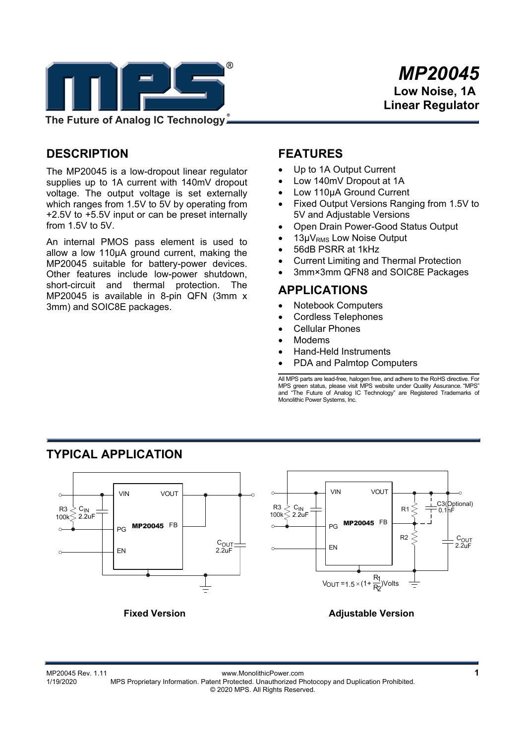# MP20045

**Low Noise, 1A Linear Regulator**

## DESCRIPTION

The MP20045 is a low-dropout linear regulator supplies up to 1A current with 140mV dropout voltage. The output voltage is set externally which ranges from 1.5V to 5V by operating from +2.5V to +5.5V input or can be preset internally from 1.5V to 5V.

An internal PMOS pass element is used to allow a low 110µA ground current, making the MP20045 suitable for battery-power devices. Other features include low-power shutdown, short-circuit and thermal protection. The MP20045 is available in 8-pin QFN (3mm x 3mm) and SOIC8E packages.

## FEATURES

- Up to 1A Output Current
- Low 140mV Dropout at 1A
- Low 110µA Ground Current
- Fixed Output Versions Ranging from 1.5V to 5V and Adjustable Versions
- Open Drain Power-Good Status Output
- 13µ$V_{RMS}$ Low Noise Output
- 56dB PSRR at 1kHz
- Current Limiting and Thermal Protection
- 3mm×3mm QFN8 and SOIC8E Packages

## APPLICATIONS

- Notebook Computers
- Cordless Telephones
- Cellular Phones
- Modems
- Hand-Held Instruments
- PDA and Palmtop Computers

All MPS parts are lead-free, halogen free, and adhere to the RoHS directive. For MPS green status, please visit MPS website under Quality Assurance. "MPS" and "The Future of Analog IC Technology" are Registered Trademarks of Monolithic Power Systems, Inc.

## TYPICAL APPLICATION

$$V_{OUT} = 1.5 \times (1 + \frac{R_1}{R_2}) \text{Volts}$$

**Fixed Version**

**Adjustable Version**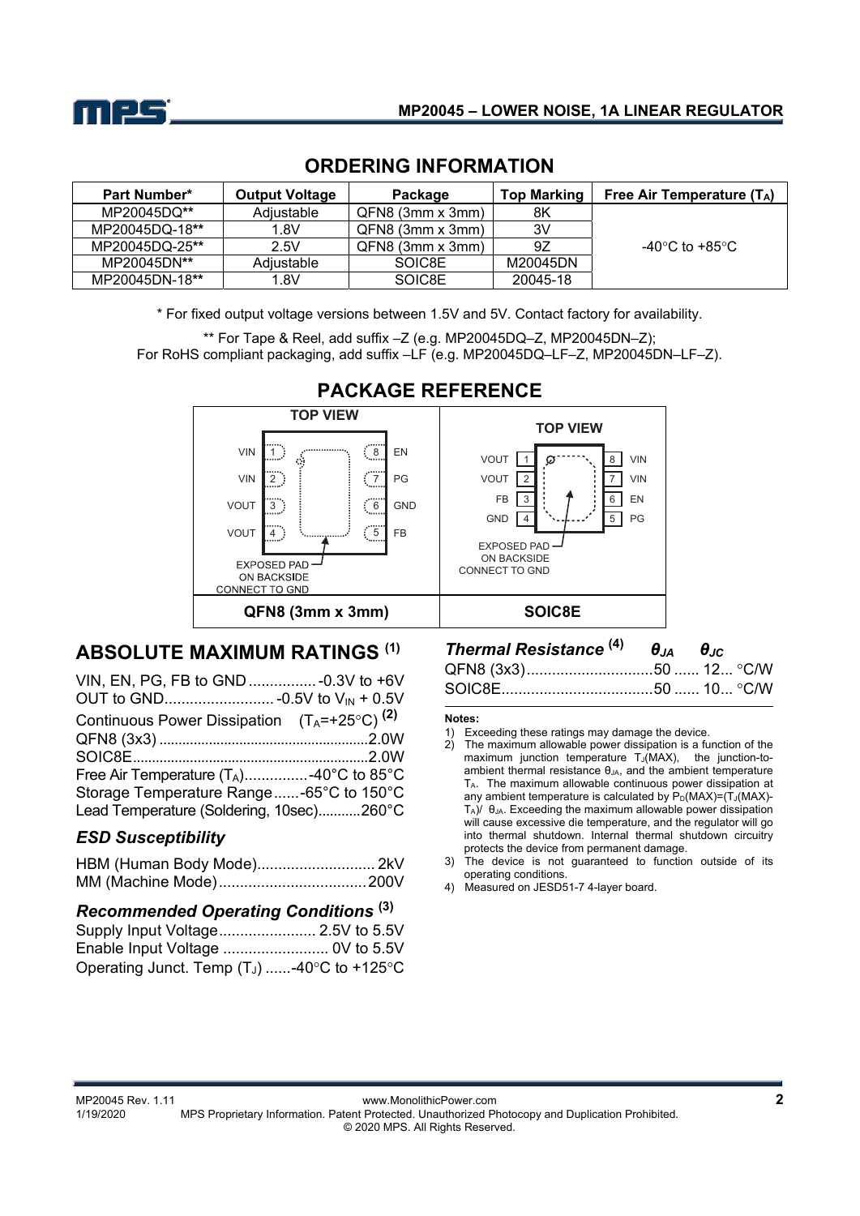## ORDERING INFORMATION

| Part Number* | Output Voltage | Package | Top Marking | Free Air Temperature ($T_A$) |
|---|---|---|---|---|
| MP20045DQ** | Adjustable | QFN8 (3mm x 3mm) | 8K | -40°C to +85°C |
| MP20045DQ-18** | 1.8V | QFN8 (3mm x 3mm) | 3V | |
| MP20045DQ-25** | 2.5V | QFN8 (3mm x 3mm) | 9Z | |
| MP20045DN** | Adjustable | SOIC8E | M20045DN | |
| MP20045DN-18** | 1.8V | SOIC8E | 20045-18 | |

\* For fixed output voltage versions between 1.5V and 5V. Contact factory for availability.

** For Tape & Reel, add suffix –Z (e.g. MP20045DQ–Z, MP20045DN–Z);
For RoHS compliant packaging, add suffix –LF (e.g. MP20045DQ–LF–Z, MP20045DN–LF–Z).

## PACKAGE REFERENCE

**QFN8 (3mm x 3mm)** — TOP VIEW

| Pin | Name | Pin | Name |
|---|---|---|---|
| 1 | VIN | 8 | EN |
| 2 | VIN | 7 | PG |
| 3 | VOUT | 6 | GND |
| 4 | VOUT | 5 | FB |

EXPOSED PAD ON BACKSIDE CONNECT TO GND

**SOIC8E** — TOP VIEW

| Pin | Name | Pin | Name |
|---|---|---|---|
| 1 | VOUT | 8 | VIN |
| 2 | VOUT | 7 | VIN |
| 3 | FB | 6 | EN |
| 4 | GND | 5 | PG |

EXPOSED PAD ON BACKSIDE CONNECT TO GND

## ABSOLUTE MAXIMUM RATINGS [1]

VIN, EN, PG, FB to GND ................ -0.3V to +6V
OUT to GND.......................... -0.5V to $V_{IN}$ + 0.5V
Continuous Power Dissipation ($T_A$=+25°C) [2]
QFN8 (3x3) ..................................................2.0W
SOIC8E.........................................................2.0W
Free Air Temperature ($T_A$)...............-40°C to 85°C
Storage Temperature Range......-65°C to 150°C
Lead Temperature (Soldering, 10sec)...........260°C

### *ESD Susceptibility*

HBM (Human Body Mode)............................ 2kV
MM (Machine Mode)...................................200V

### *Recommended Operating Conditions* [3]

Supply Input Voltage....................... 2.5V to 5.5V
Enable Input Voltage ......................... 0V to 5.5V
Operating Junct. Temp ($T_J$) ......-40°C to +125°C

### *Thermal Resistance* [4]

| | $\theta_{JA}$ | $\theta_{JC}$ | |
|---|---|---|---|
| QFN8 (3x3) | 50 | 12 | °C/W |
| SOIC8E | 50 | 10 | °C/W |

**Notes:**
1) Exceeding these ratings may damage the device.
2) The maximum allowable power dissipation is a function of the maximum junction temperature $T_J$(MAX), the junction-to-ambient thermal resistance $\theta_{JA}$, and the ambient temperature $T_A$. The maximum allowable continuous power dissipation at any ambient temperature is calculated by $P_D(MAX)=(T_J(MAX)-T_A)/\theta_{JA}$. Exceeding the maximum allowable power dissipation will cause excessive die temperature, and the regulator will go into thermal shutdown. Internal thermal shutdown circuitry protects the device from permanent damage.
3) The device is not guaranteed to function outside of its operating conditions.
4) Measured on JESD51-7 4-layer board.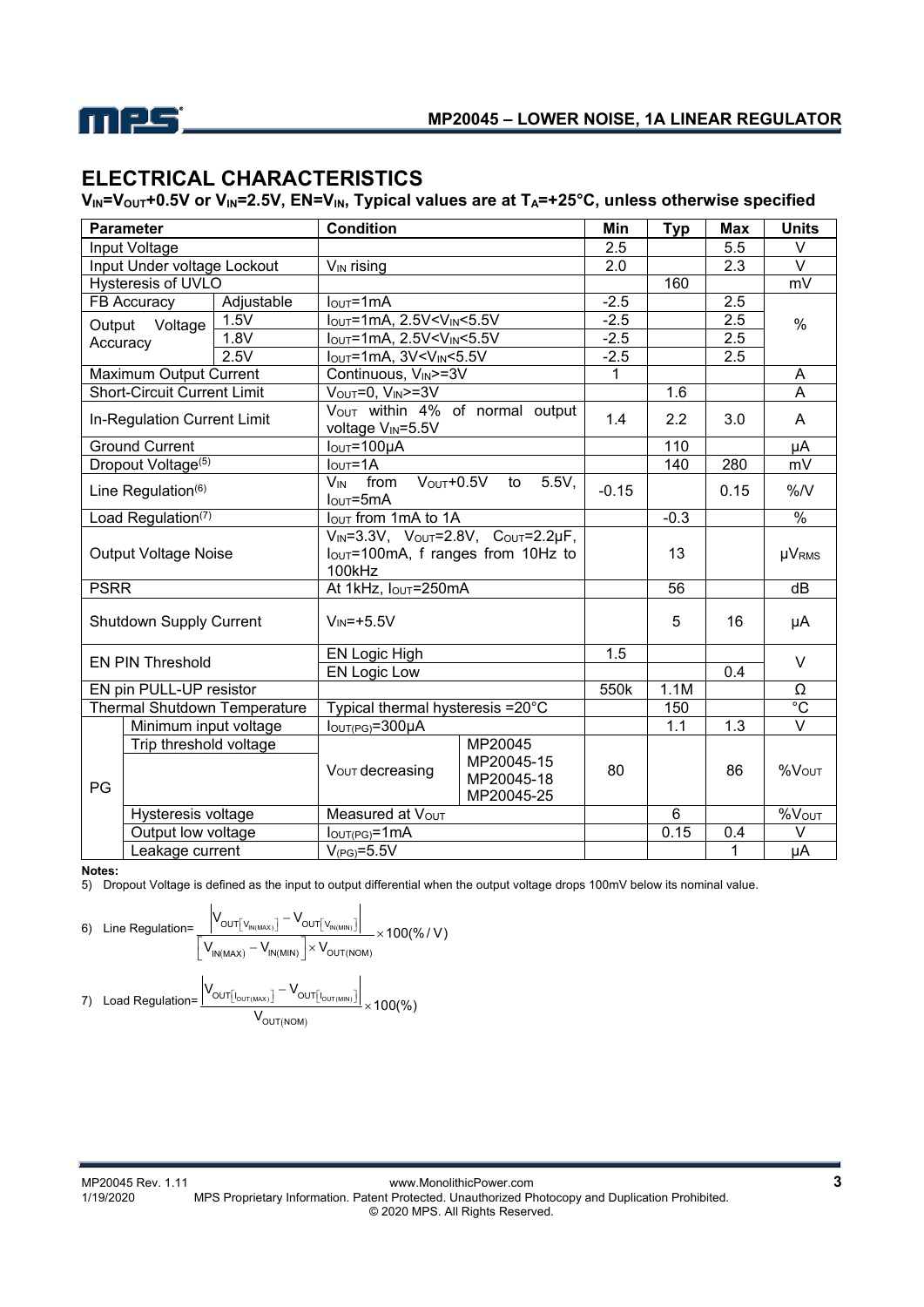## ELECTRICAL CHARACTERISTICS

**$V_{IN}$=$V_{OUT}$+0.5V or $V_{IN}$=2.5V, EN=$V_{IN}$, Typical values are at $T_A$=+25°C, unless otherwise specified**

| Parameter | | Condition | | Min | Typ | Max | Units |
|---|---|---|---|---|---|---|---|
| Input Voltage | | | | 2.5 | | 5.5 | V |
| Input Under voltage Lockout | | $V_{IN}$ rising | | 2.0 | | 2.3 | V |
| Hysteresis of UVLO | | | | | 160 | | mV |
| FB Accuracy | Adjustable | $I_{OUT}$=1mA | | -2.5 | | 2.5 | % |
| Output Voltage Accuracy | 1.5V | $I_{OUT}$=1mA, 2.5V<$V_{IN}$<5.5V | | -2.5 | | 2.5 | % |
| | 1.8V | $I_{OUT}$=1mA, 2.5V<$V_{IN}$<5.5V | | -2.5 | | 2.5 | % |
| | 2.5V | $I_{OUT}$=1mA, 3V<$V_{IN}$<5.5V | | -2.5 | | 2.5 | % |
| Maximum Output Current | | Continuous, $V_{IN}$>=3V | | 1 | | | A |
| Short-Circuit Current Limit | | $V_{OUT}$=0, $V_{IN}$>=3V | | | 1.6 | | A |
| In-Regulation Current Limit | | $V_{OUT}$ within 4% of normal output voltage $V_{IN}$=5.5V | | 1.4 | 2.2 | 3.0 | A |
| Ground Current | | $I_{OUT}$=100µA | | | 110 | | µA |
| Dropout Voltage[5] | | $I_{OUT}$=1A | | | 140 | 280 | mV |
| Line Regulation[6] | | $V_{IN}$ from $V_{OUT}$+0.5V to 5.5V, $I_{OUT}$=5mA | | -0.15 | | 0.15 | %/V |
| Load Regulation[7] | | $I_{OUT}$ from 1mA to 1A | | | -0.3 | | % |
| Output Voltage Noise | | $V_{IN}$=3.3V, $V_{OUT}$=2.8V, $C_{OUT}$=2.2µF, $I_{OUT}$=100mA, f ranges from 10Hz to 100kHz | | | 13 | | µV<sub>RMS</sub> |
| PSRR | | At 1kHz, $I_{OUT}$=250mA | | | 56 | | dB |
| Shutdown Supply Current | | $V_{IN}$=+5.5V | | | 5 | 16 | µA |
| EN PIN Threshold | | EN Logic High | | 1.5 | | | V |
| | | EN Logic Low | | | | 0.4 | V |
| EN pin PULL-UP resistor | | | | 550k | 1.1M | | Ω |
| Thermal Shutdown Temperature | | Typical thermal hysteresis =20°C | | | 150 | | °C |
| PG | Minimum input voltage | $I_{OUT(PG)}$=300µA | | | 1.1 | 1.3 | V |
| | Trip threshold voltage | $V_{OUT}$ decreasing | MP20045<br>MP20045-15<br>MP20045-18<br>MP20045-25 | 80 | | 86 | %$V_{OUT}$ |
| | Hysteresis voltage | Measured at $V_{OUT}$ | | | 6 | | %$V_{OUT}$ |
| | Output low voltage | $I_{OUT(PG)}$=1mA | | | 0.15 | 0.4 | V |
| | Leakage current | $V_{(PG)}$=5.5V | | | | 1 | µA |

**Notes:**

5) Dropout Voltage is defined as the input to output differential when the output voltage drops 100mV below its nominal value.

6) Line Regulation= $$\frac{\left|V_{OUT[V_{IN(MAX)}]} - V_{OUT[V_{IN(MIN)}]}\right|}{\left[V_{IN(MAX)} - V_{IN(MIN)}\right] \times V_{OUT(NOM)}} \times 100(\%/V)$$

7) Load Regulation= $$\frac{\left|V_{OUT[I_{OUT(MAX)}]} - V_{OUT[I_{OUT(MIN)}]}\right|}{V_{OUT(NOM)}} \times 100(\%)$$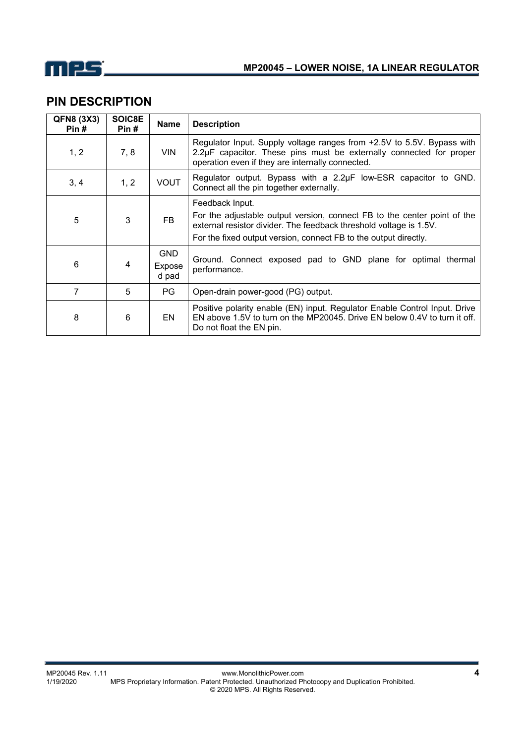## PIN DESCRIPTION

| QFN8 (3X3) Pin # | SOIC8E Pin # | Name | Description |
|---|---|---|---|
| 1, 2 | 7, 8 | VIN | Regulator Input. Supply voltage ranges from +2.5V to 5.5V. Bypass with 2.2µF capacitor. These pins must be externally connected for proper operation even if they are internally connected. |
| 3, 4 | 1, 2 | VOUT | Regulator output. Bypass with a 2.2µF low-ESR capacitor to GND. Connect all the pin together externally. |
| 5 | 3 | FB | Feedback Input.<br>For the adjustable output version, connect FB to the center point of the external resistor divider. The feedback threshold voltage is 1.5V.<br>For the fixed output version, connect FB to the output directly. |
| 6 | 4 | GND Exposed pad | Ground. Connect exposed pad to GND plane for optimal thermal performance. |
| 7 | 5 | PG | Open-drain power-good (PG) output. |
| 8 | 6 | EN | Positive polarity enable (EN) input. Regulator Enable Control Input. Drive EN above 1.5V to turn on the MP20045. Drive EN below 0.4V to turn it off. Do not float the EN pin. |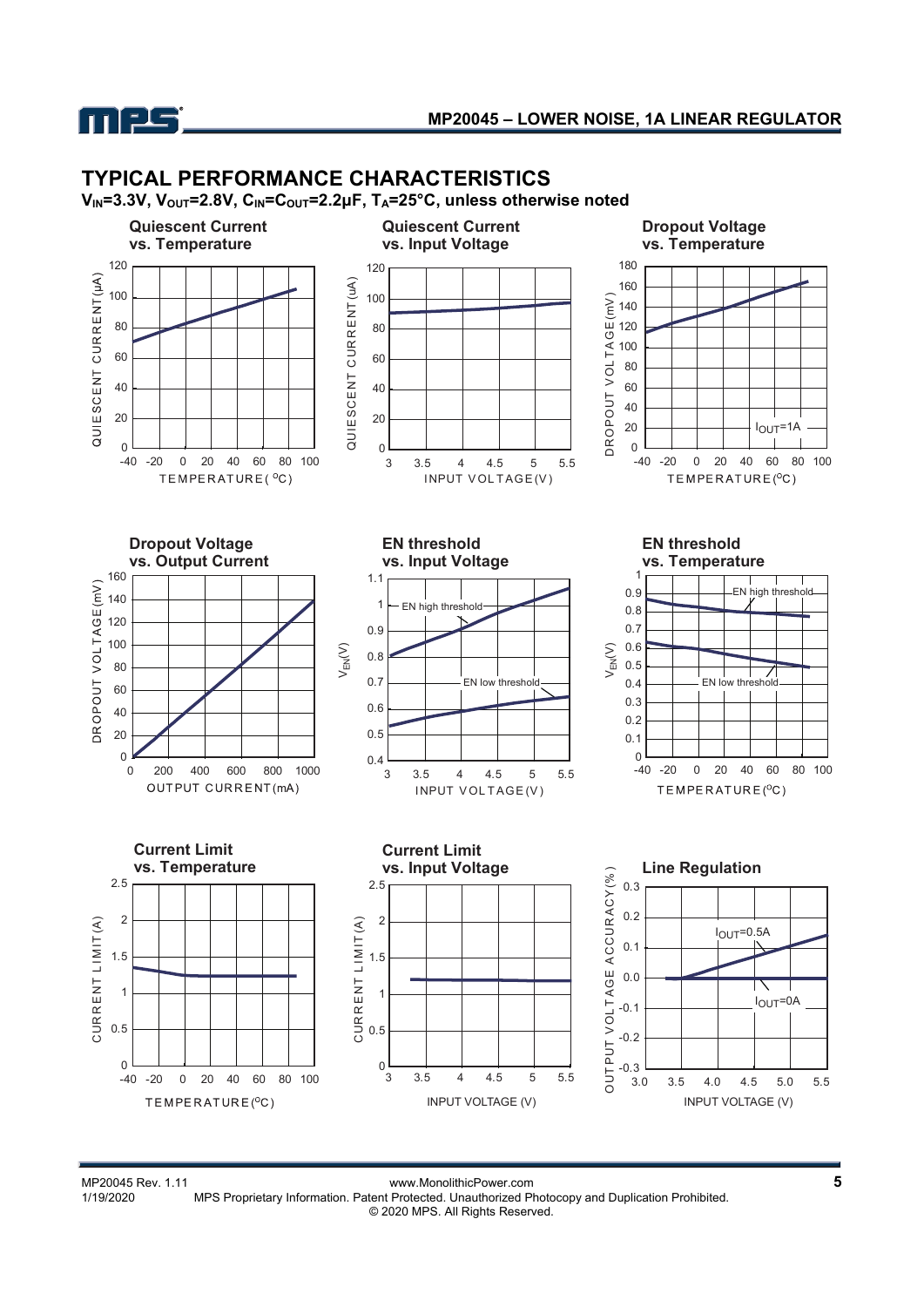## TYPICAL PERFORMANCE CHARACTERISTICS

**$V_{IN}$=3.3V, $V_{OUT}$=2.8V, $C_{IN}$=$C_{OUT}$=2.2µF, $T_A$=25°C, unless otherwise noted**

**Quiescent Current vs. Temperature**

**Quiescent Current vs. Input Voltage**

**Dropout Voltage vs. Temperature**

**Dropout Voltage vs. Output Current**

**EN threshold vs. Input Voltage**

**EN threshold vs. Temperature**

**Current Limit vs. Temperature**

**Current Limit vs. Input Voltage**

**Line Regulation**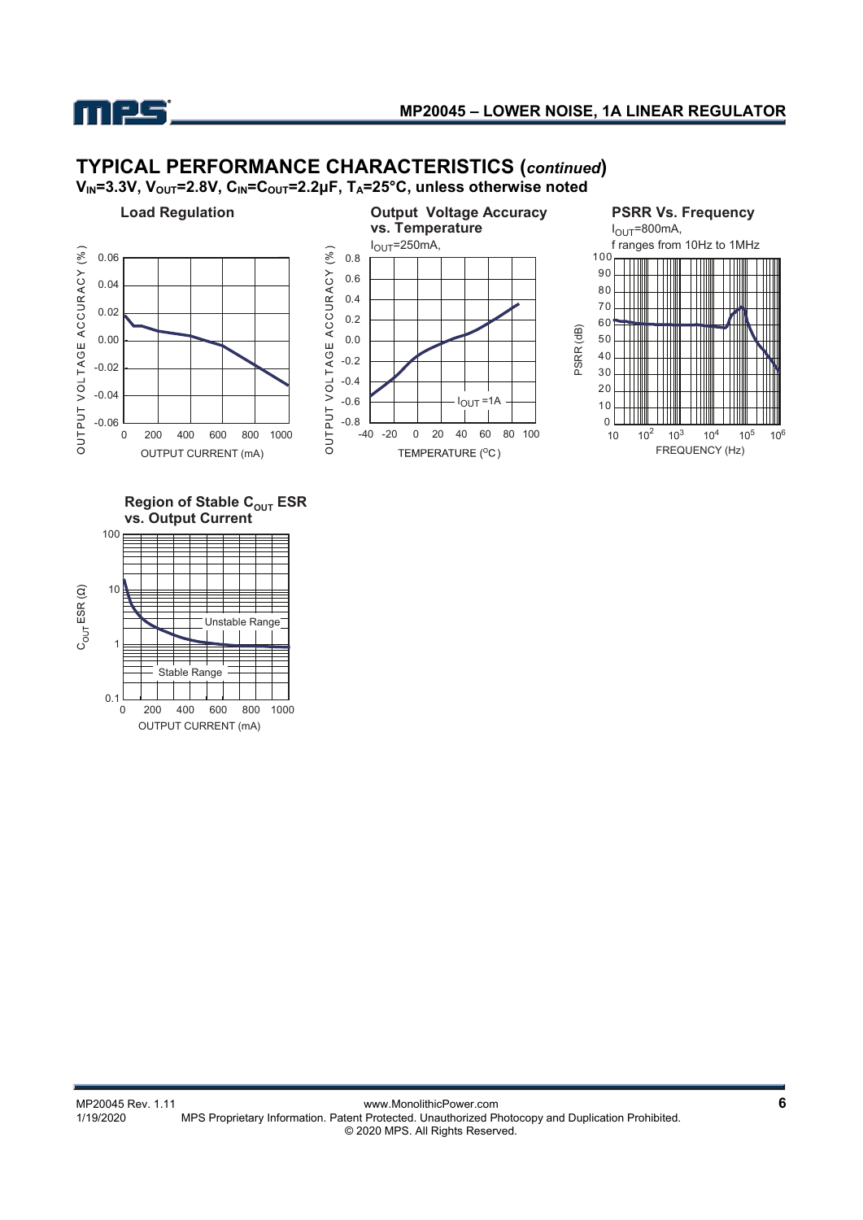## TYPICAL PERFORMANCE CHARACTERISTICS (*continued*)

$V_{IN}$=3.3V, $V_{OUT}$=2.8V, $C_{IN}$=$C_{OUT}$=2.2µF, $T_A$=25°C, unless otherwise noted

**Load Regulation**

OUTPUT VOLTAGE ACCURACY (%)

0.06, 0.04, 0.02, 0.00, -0.02, -0.04, -0.06

0, 200, 400, 600, 800, 1000

OUTPUT CURRENT (mA)

**Output Voltage Accuracy vs. Temperature**

$I_{OUT}$=250mA,

OUTPUT VOLTAGE ACCURACY (%)

0.8, 0.6, 0.4, 0.2, 0.0, -0.2, -0.4, -0.6, -0.8

$I_{OUT}$=1A

-40, -20, 0, 20, 40, 60, 80, 100

TEMPERATURE (°C)

**PSRR Vs. Frequency**

$I_{OUT}$=800mA,
f ranges from 10Hz to 1MHz

PSRR (dB)

100, 90, 80, 70, 60, 50, 40, 30, 20, 10, 0

10, $10^2$, $10^3$, $10^4$, $10^5$, $10^6$

FREQUENCY (Hz)

**Region of Stable $C_{OUT}$ ESR vs. Output Current**

$C_{OUT}$ ESR (Ω)

100, 10, 1, 0.1

Unstable Range

Stable Range

0, 200, 400, 600, 800, 1000

OUTPUT CURRENT (mA)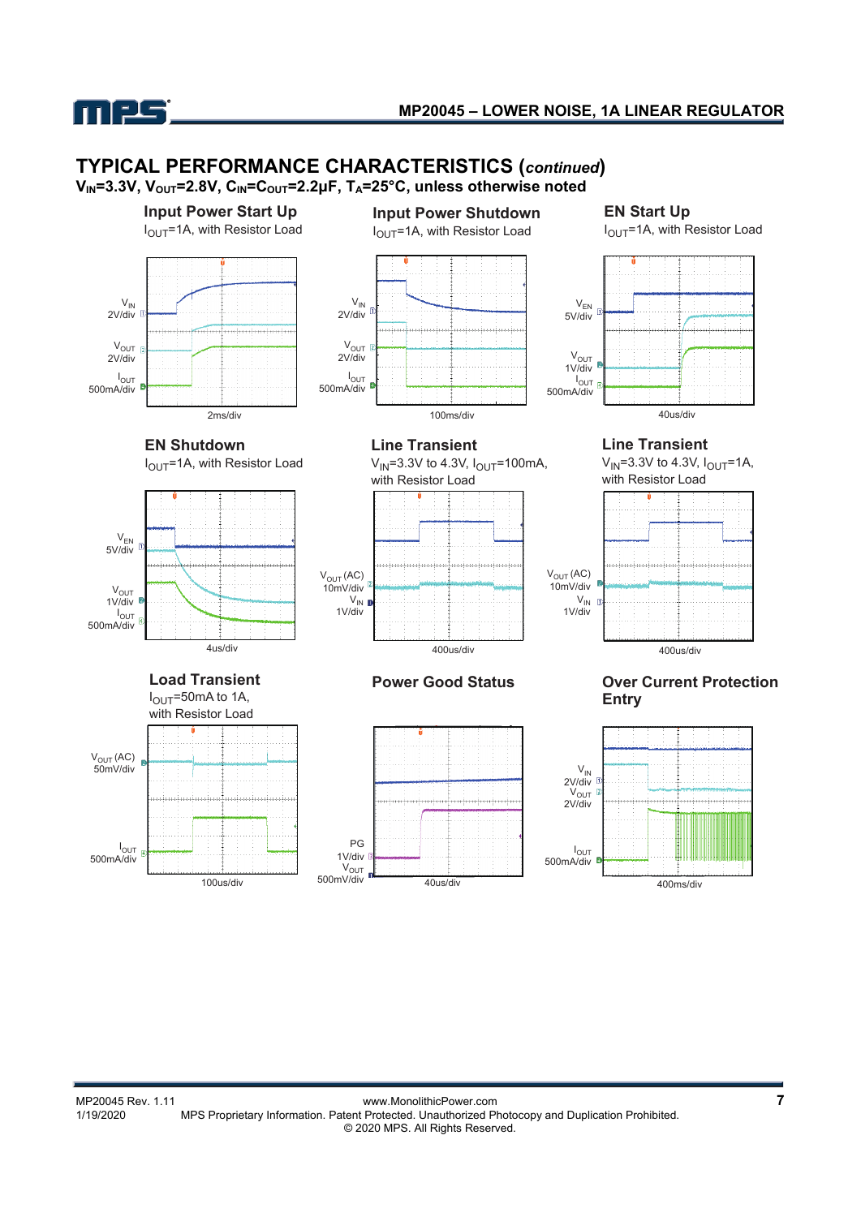## TYPICAL PERFORMANCE CHARACTERISTICS (*continued*)

$V_{IN}$=3.3V, $V_{OUT}$=2.8V, $C_{IN}$=$C_{OUT}$=2.2µF, $T_A$=25°C, unless otherwise noted

**Input Power Start Up**

$I_{OUT}$=1A, with Resistor Load

$V_{IN}$ 2V/div

$V_{OUT}$ 2V/div

$I_{OUT}$ 500mA/div

2ms/div

**Input Power Shutdown**

$I_{OUT}$=1A, with Resistor Load

$V_{IN}$ 2V/div

$V_{OUT}$ 2V/div

$I_{OUT}$ 500mA/div

100ms/div

**EN Start Up**

$I_{OUT}$=1A, with Resistor Load

$V_{EN}$ 5V/div

$V_{OUT}$ 1V/div

$I_{OUT}$ 500mA/div

40us/div

**EN Shutdown**

$I_{OUT}$=1A, with Resistor Load

$V_{EN}$ 5V/div

$V_{OUT}$ 1V/div

$I_{OUT}$ 500mA/div

4us/div

**Line Transient**

$V_{IN}$=3.3V to 4.3V, $I_{OUT}$=100mA, with Resistor Load

$V_{OUT}$ (AC) 10mV/div

$V_{IN}$ 1V/div

400us/div

**Line Transient**

$V_{IN}$=3.3V to 4.3V, $I_{OUT}$=1A, with Resistor Load

$V_{OUT}$ (AC) 10mV/div

$V_{IN}$ 1V/div

400us/div

**Load Transient**

$I_{OUT}$=50mA to 1A, with Resistor Load

$V_{OUT}$ (AC) 50mV/div

$I_{OUT}$ 500mA/div

100us/div

**Power Good Status**

PG 1V/div

$V_{OUT}$ 500mV/div

40us/div

**Over Current Protection Entry**

$V_{IN}$ 2V/div

$V_{OUT}$ 2V/div

$I_{OUT}$ 500mA/div

400ms/div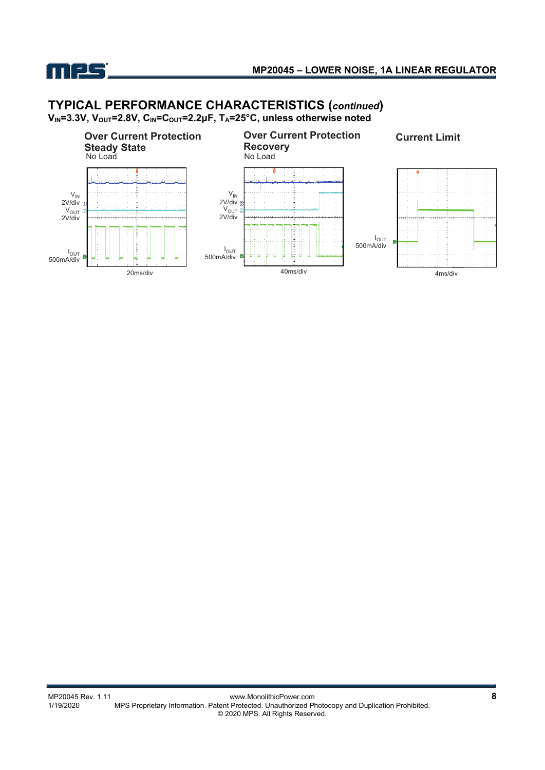## TYPICAL PERFORMANCE CHARACTERISTICS (*continued*)

**$V_{IN}$=3.3V, $V_{OUT}$=2.8V, $C_{IN}$=$C_{OUT}$=2.2µF, $T_A$=25°C, unless otherwise noted**

**Over Current Protection Steady State**
No Load

$V_{IN}$ 2V/div
$V_{OUT}$ 2V/div
$I_{OUT}$ 500mA/div
20ms/div

**Over Current Protection Recovery**
No Load

$V_{IN}$ 2V/div
$V_{OUT}$ 2V/div
$I_{OUT}$ 500mA/div
40ms/div

**Current Limit**

$I_{OUT}$ 500mA/div
4ms/div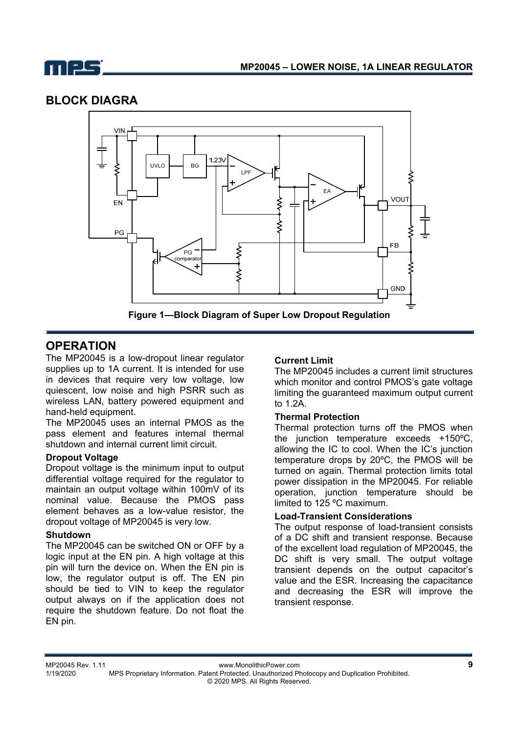## BLOCK DIAGRA

**Figure 1—Block Diagram of Super Low Dropout Regulation**

## OPERATION

The MP20045 is a low-dropout linear regulator supplies up to 1A current. It is intended for use in devices that require very low voltage, low quiescent, low noise and high PSRR such as wireless LAN, battery powered equipment and hand-held equipment.

The MP20045 uses an internal PMOS as the pass element and features internal thermal shutdown and internal current limit circuit.

### Dropout Voltage

Dropout voltage is the minimum input to output differential voltage required for the regulator to maintain an output voltage within 100mV of its nominal value. Because the PMOS pass element behaves as a low-value resistor, the dropout voltage of MP20045 is very low.

### Shutdown

The MP20045 can be switched ON or OFF by a logic input at the EN pin. A high voltage at this pin will turn the device on. When the EN pin is low, the regulator output is off. The EN pin should be tied to VIN to keep the regulator output always on if the application does not require the shutdown feature. Do not float the EN pin.

### Current Limit

The MP20045 includes a current limit structures which monitor and control PMOS's gate voltage limiting the guaranteed maximum output current to 1.2A.

### Thermal Protection

Thermal protection turns off the PMOS when the junction temperature exceeds +150ºC, allowing the IC to cool. When the IC's junction temperature drops by 20ºC, the PMOS will be turned on again. Thermal protection limits total power dissipation in the MP20045. For reliable operation, junction temperature should be limited to 125 ºC maximum.

### Load-Transient Considerations

The output response of load-transient consists of a DC shift and transient response. Because of the excellent load regulation of MP20045, the DC shift is very small. The output voltage transient depends on the output capacitor's value and the ESR. Increasing the capacitance and decreasing the ESR will improve the transient response.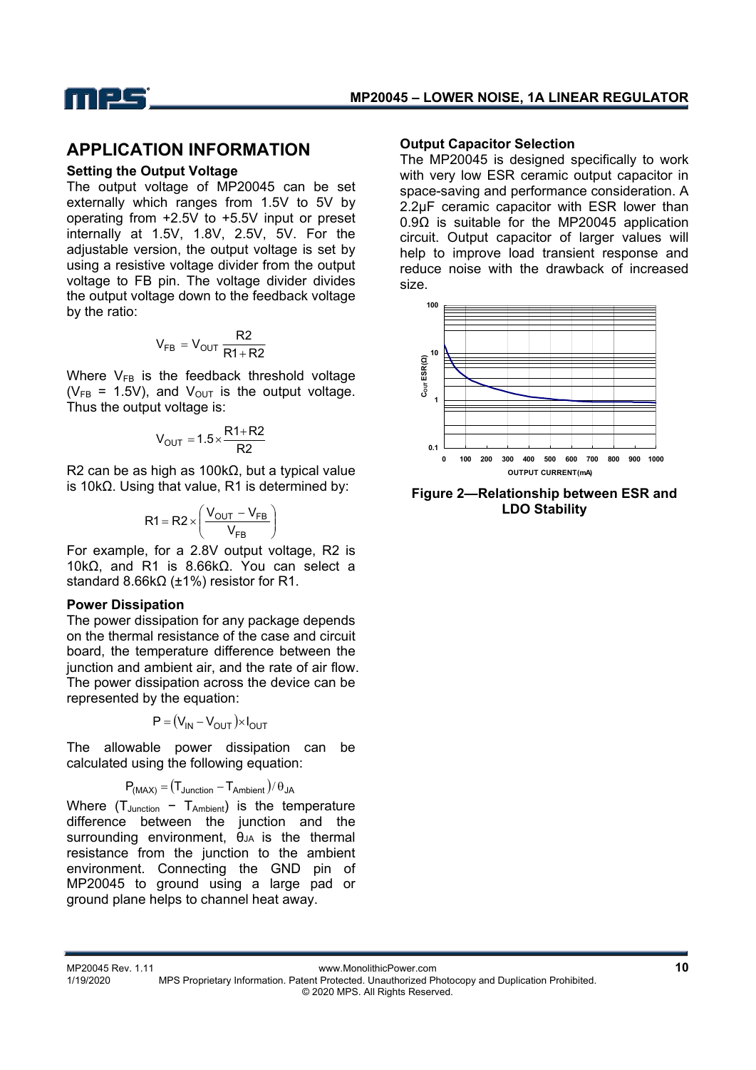## APPLICATION INFORMATION

### Setting the Output Voltage

The output voltage of MP20045 can be set externally which ranges from 1.5V to 5V by operating from +2.5V to +5.5V input or preset internally at 1.5V, 1.8V, 2.5V, 5V. For the adjustable version, the output voltage is set by using a resistive voltage divider from the output voltage to FB pin. The voltage divider divides the output voltage down to the feedback voltage by the ratio:

$$V_{FB} = V_{OUT} \frac{R2}{R1 + R2}$$

Where $V_{FB}$ is the feedback threshold voltage ($V_{FB}$ = 1.5V), and $V_{OUT}$ is the output voltage. Thus the output voltage is:

$$V_{OUT} = 1.5 \times \frac{R1 + R2}{R2}$$

R2 can be as high as 100kΩ, but a typical value is 10kΩ. Using that value, R1 is determined by:

$$R1 = R2 \times \left( \frac{V_{OUT} - V_{FB}}{V_{FB}} \right)$$

For example, for a 2.8V output voltage, R2 is 10kΩ, and R1 is 8.66kΩ. You can select a standard 8.66kΩ (±1%) resistor for R1.

### Power Dissipation

The power dissipation for any package depends on the thermal resistance of the case and circuit board, the temperature difference between the junction and ambient air, and the rate of air flow. The power dissipation across the device can be represented by the equation:

$$P = (V_{IN} - V_{OUT}) \times I_{OUT}$$

The allowable power dissipation can be calculated using the following equation:

$$P_{(MAX)} = (T_{Junction} - T_{Ambient}) / \theta_{JA}$$

Where ($T_{Junction}$ − $T_{Ambient}$) is the temperature difference between the junction and the surrounding environment, $\theta_{JA}$ is the thermal resistance from the junction to the ambient environment. Connecting the GND pin of MP20045 to ground using a large pad or ground plane helps to channel heat away.

### Output Capacitor Selection

The MP20045 is designed specifically to work with very low ESR ceramic output capacitor in space-saving and performance consideration. A 2.2µF ceramic capacitor with ESR lower than 0.9Ω is suitable for the MP20045 application circuit. Output capacitor of larger values will help to improve load transient response and reduce noise with the drawback of increased size.

**Figure 2—Relationship between ESR and LDO Stability**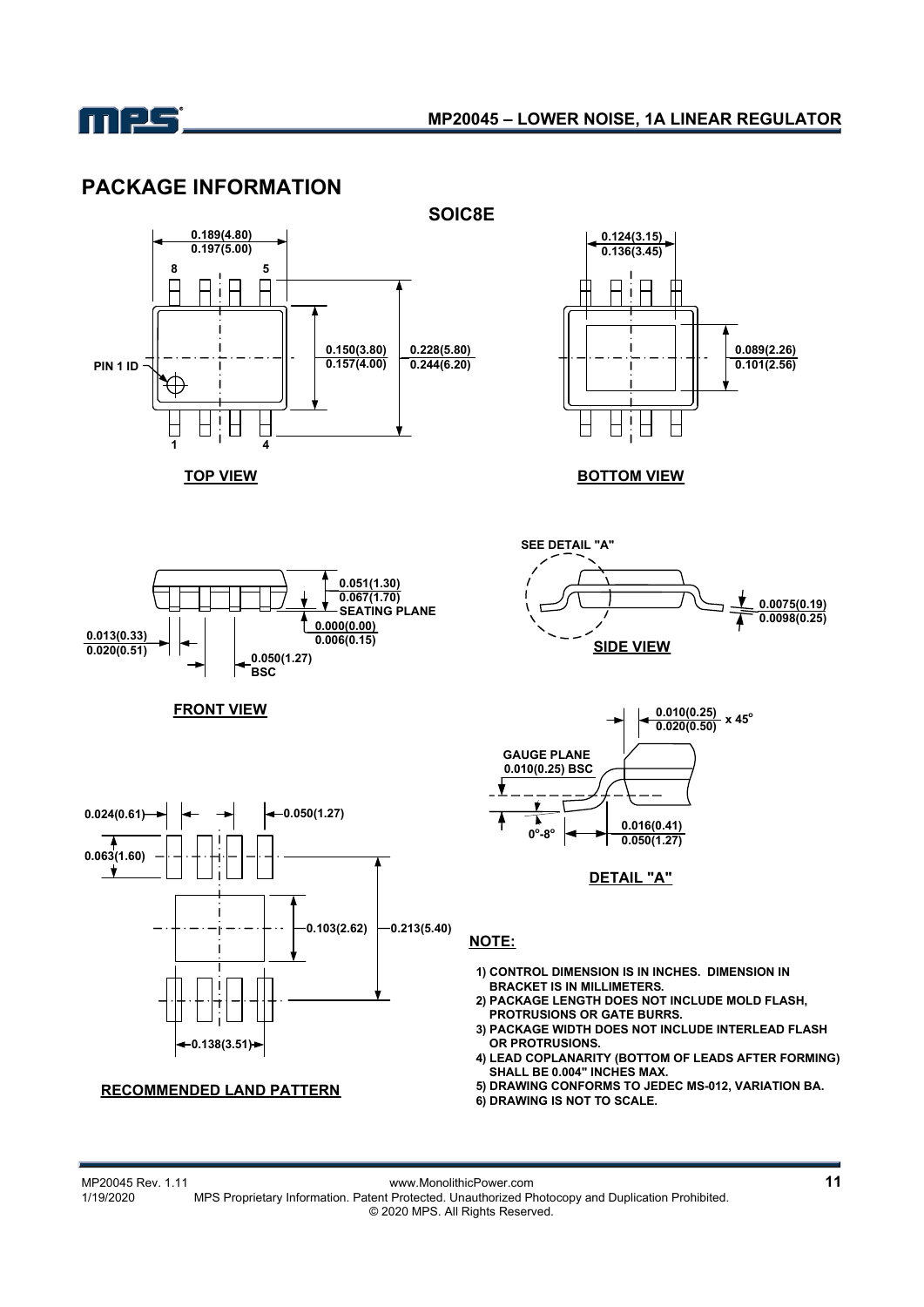# PACKAGE INFORMATION

## SOIC8E

**TOP VIEW**

0.189(4.80)
0.197(5.00)

8 5

PIN 1 ID

0.150(3.80)
0.157(4.00)

0.228(5.80)
0.244(6.20)

1 4

**BOTTOM VIEW**

0.124(3.15)
0.136(3.45)

0.089(2.26)
0.101(2.56)

**FRONT VIEW**

0.051(1.30)
0.067(1.70)

SEATING PLANE

0.000(0.00)
0.006(0.15)

0.013(0.33)
0.020(0.51)

0.050(1.27) BSC

**SIDE VIEW**

SEE DETAIL "A"

0.0075(0.19)
0.0098(0.25)

**DETAIL "A"**

0.010(0.25)
0.020(0.50) x 45°

GAUGE PLANE
0.010(0.25) BSC

0°-8°

0.016(0.41)
0.050(1.27)

**RECOMMENDED LAND PATTERN**

0.024(0.61)

0.050(1.27)

0.063(1.60)

0.103(2.62)

0.213(5.40)

0.138(3.51)

**NOTE:**

1) CONTROL DIMENSION IS IN INCHES. DIMENSION IN BRACKET IS IN MILLIMETERS.
2) PACKAGE LENGTH DOES NOT INCLUDE MOLD FLASH, PROTRUSIONS OR GATE BURRS.
3) PACKAGE WIDTH DOES NOT INCLUDE INTERLEAD FLASH OR PROTRUSIONS.
4) LEAD COPLANARITY (BOTTOM OF LEADS AFTER FORMING) SHALL BE 0.004" INCHES MAX.
5) DRAWING CONFORMS TO JEDEC MS-012, VARIATION BA.
6) DRAWING IS NOT TO SCALE.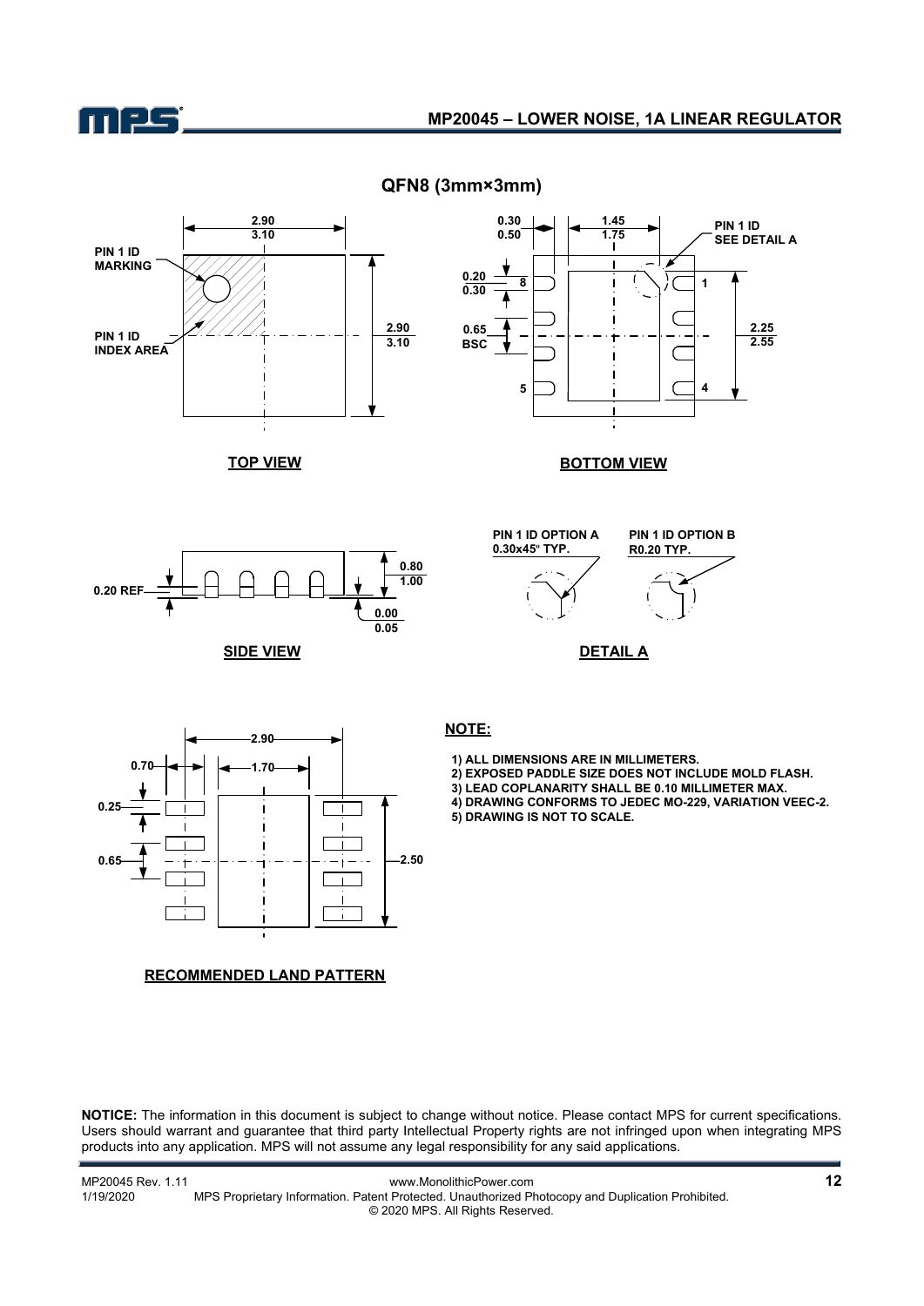## QFN8 (3mm×3mm)

PIN 1 ID MARKING

PIN 1 ID INDEX AREA

2.90
3.10

2.90
3.10

**TOP VIEW**

0.30
0.50

1.45
1.75

PIN 1 ID SEE DETAIL A

0.20
0.30

0.65 BSC

2.25
2.55

8
1
5
4

**BOTTOM VIEW**

0.20 REF

0.80
1.00

0.00
0.05

**SIDE VIEW**

PIN 1 ID OPTION A 0.30x45° TYP.

PIN 1 ID OPTION B R0.20 TYP.

**DETAIL A**

2.90
0.70
1.70
0.25
0.65
2.50

**RECOMMENDED LAND PATTERN**

**NOTE:**

1) ALL DIMENSIONS ARE IN MILLIMETERS.
2) EXPOSED PADDLE SIZE DOES NOT INCLUDE MOLD FLASH.
3) LEAD COPLANARITY SHALL BE 0.10 MILLIMETER MAX.
4) DRAWING CONFORMS TO JEDEC MO-229, VARIATION VEEC-2.
5) DRAWING IS NOT TO SCALE.

**NOTICE:** The information in this document is subject to change without notice. Please contact MPS for current specifications. Users should warrant and guarantee that third party Intellectual Property rights are not infringed upon when integrating MPS products into any application. MPS will not assume any legal responsibility for any said applications.